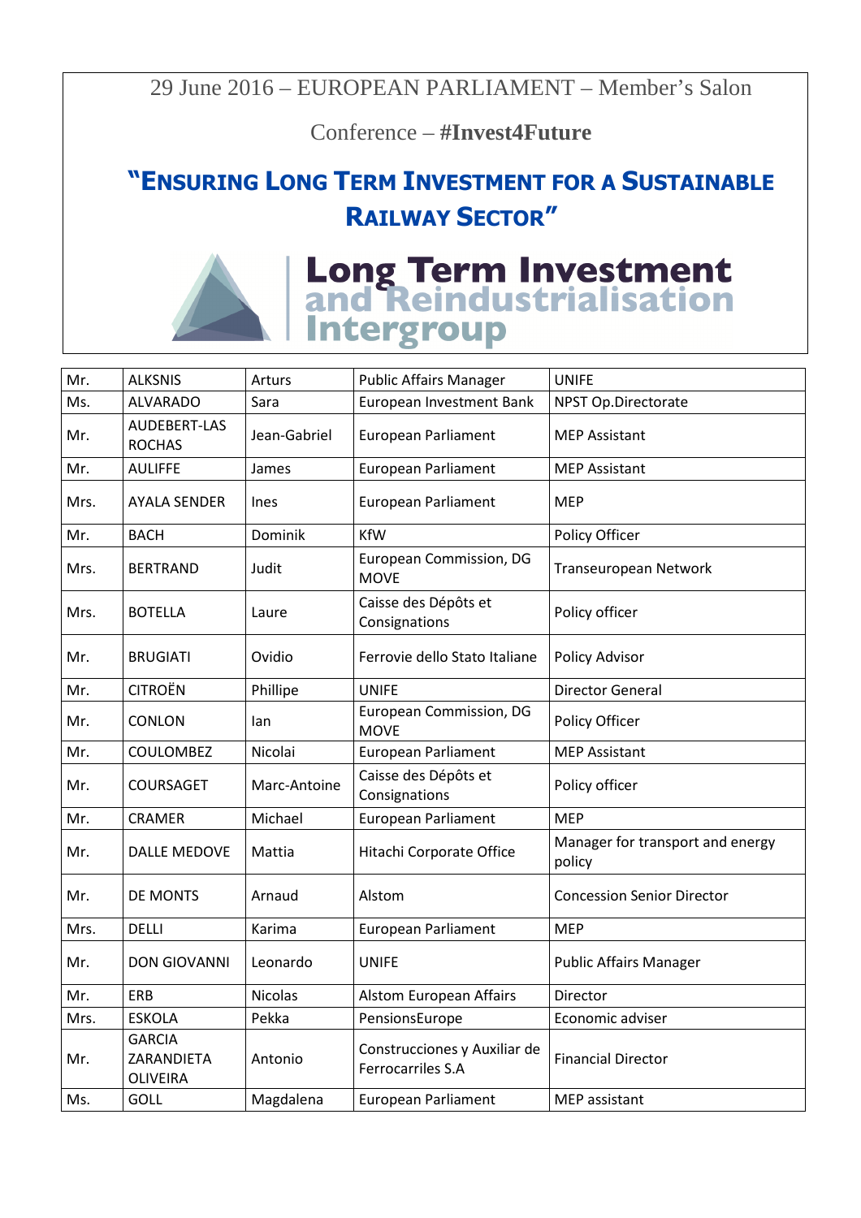29 June 2016 – EUROPEAN PARLIAMENT – Member's Salon

Conference – **#Invest4Future**

## "ENSURING LONG TERM INVESTMENT FOR A SUSTAINABLE RAILWAY SECTOR"

**Long Term Investment and Reindustrialisation Intergroup**

| | | | | |
|---|---|---|---|---|
| Mr. | ALKSNIS | Arturs | Public Affairs Manager | UNIFE |
| Ms. | ALVARADO | Sara | European Investment Bank | NPST Op.Directorate |
| Mr. | AUDEBERT-LAS ROCHAS | Jean-Gabriel | European Parliament | MEP Assistant |
| Mr. | AULIFFE | James | European Parliament | MEP Assistant |
| Mrs. | AYALA SENDER | Ines | European Parliament | MEP |
| Mr. | BACH | Dominik | KfW | Policy Officer |
| Mrs. | BERTRAND | Judit | European Commission, DG MOVE | Transeuropean Network |
| Mrs. | BOTELLA | Laure | Caisse des Dépôts et Consignations | Policy officer |
| Mr. | BRUGIATI | Ovidio | Ferrovie dello Stato Italiane | Policy Advisor |
| Mr. | CITROËN | Phillipe | UNIFE | Director General |
| Mr. | CONLON | Ian | European Commission, DG MOVE | Policy Officer |
| Mr. | COULOMBEZ | Nicolai | European Parliament | MEP Assistant |
| Mr. | COURSAGET | Marc-Antoine | Caisse des Dépôts et Consignations | Policy officer |
| Mr. | CRAMER | Michael | European Parliament | MEP |
| Mr. | DALLE MEDOVE | Mattia | Hitachi Corporate Office | Manager for transport and energy policy |
| Mr. | DE MONTS | Arnaud | Alstom | Concession Senior Director |
| Mrs. | DELLI | Karima | European Parliament | MEP |
| Mr. | DON GIOVANNI | Leonardo | UNIFE | Public Affairs Manager |
| Mr. | ERB | Nicolas | Alstom European Affairs | Director |
| Mrs. | ESKOLA | Pekka | PensionsEurope | Economic adviser |
| Mr. | GARCIA ZARANDIETA OLIVEIRA | Antonio | Construcciones y Auxiliar de Ferrocarriles S.A | Financial Director |
| Ms. | GOLL | Magdalena | European Parliament | MEP assistant |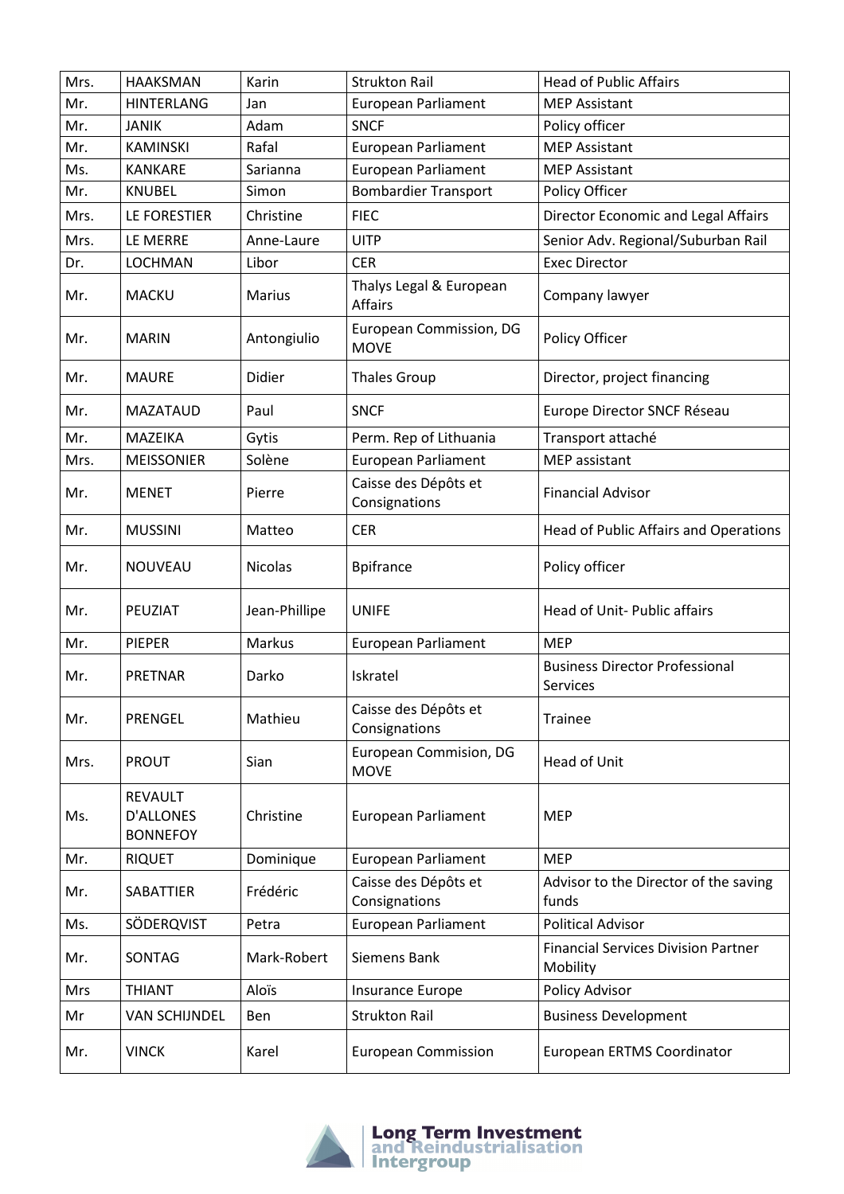| Mrs. | HAAKSMAN | Karin | Strukton Rail | Head of Public Affairs |
|---|---|---|---|---|
| Mr. | HINTERLANG | Jan | European Parliament | MEP Assistant |
| Mr. | JANIK | Adam | SNCF | Policy officer |
| Mr. | KAMINSKI | Rafal | European Parliament | MEP Assistant |
| Ms. | KANKARE | Sarianna | European Parliament | MEP Assistant |
| Mr. | KNUBEL | Simon | Bombardier Transport | Policy Officer |
| Mrs. | LE FORESTIER | Christine | FIEC | Director Economic and Legal Affairs |
| Mrs. | LE MERRE | Anne-Laure | UITP | Senior Adv. Regional/Suburban Rail |
| Dr. | LOCHMAN | Libor | CER | Exec Director |
| Mr. | MACKU | Marius | Thalys Legal & European Affairs | Company lawyer |
| Mr. | MARIN | Antongiulio | European Commission, DG MOVE | Policy Officer |
| Mr. | MAURE | Didier | Thales Group | Director, project financing |
| Mr. | MAZATAUD | Paul | SNCF | Europe Director SNCF Réseau |
| Mr. | MAZEIKA | Gytis | Perm. Rep of Lithuania | Transport attaché |
| Mrs. | MEISSONIER | Solène | European Parliament | MEP assistant |
| Mr. | MENET | Pierre | Caisse des Dépôts et Consignations | Financial Advisor |
| Mr. | MUSSINI | Matteo | CER | Head of Public Affairs and Operations |
| Mr. | NOUVEAU | Nicolas | Bpifrance | Policy officer |
| Mr. | PEUZIAT | Jean-Phillipe | UNIFE | Head of Unit- Public affairs |
| Mr. | PIEPER | Markus | European Parliament | MEP |
| Mr. | PRETNAR | Darko | Iskratel | Business Director Professional Services |
| Mr. | PRENGEL | Mathieu | Caisse des Dépôts et Consignations | Trainee |
| Mrs. | PROUT | Sian | European Commision, DG MOVE | Head of Unit |
| Ms. | REVAULT D'ALLONES BONNEFOY | Christine | European Parliament | MEP |
| Mr. | RIQUET | Dominique | European Parliament | MEP |
| Mr. | SABATTIER | Frédéric | Caisse des Dépôts et Consignations | Advisor to the Director of the saving funds |
| Ms. | SÖDERQVIST | Petra | European Parliament | Political Advisor |
| Mr. | SONTAG | Mark-Robert | Siemens Bank | Financial Services Division Partner Mobility |
| Mrs | THIANT | Aloïs | Insurance Europe | Policy Advisor |
| Mr | VAN SCHIJNDEL | Ben | Strukton Rail | Business Development |
| Mr. | VINCK | Karel | European Commission | European ERTMS Coordinator |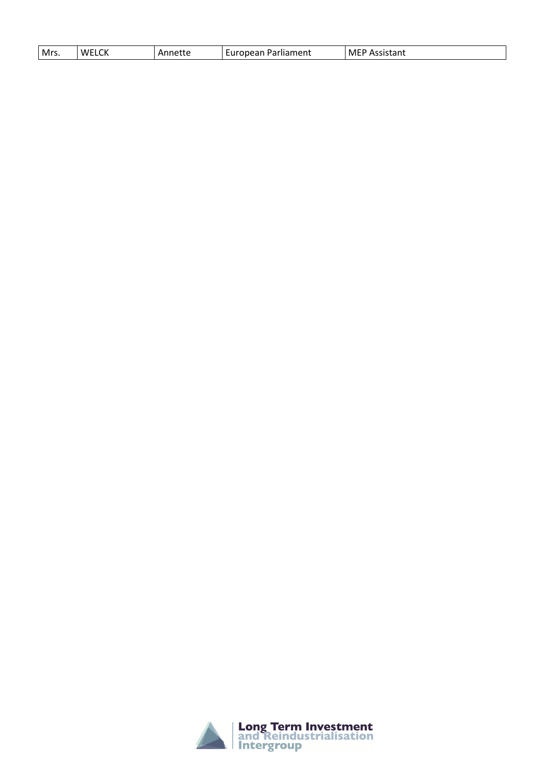| | | | | |
|---|---|---|---|---|
| Mrs. | WELCK | Annette | European Parliament | MEP Assistant |

Long Term Investment and Reindustrialisation Intergroup